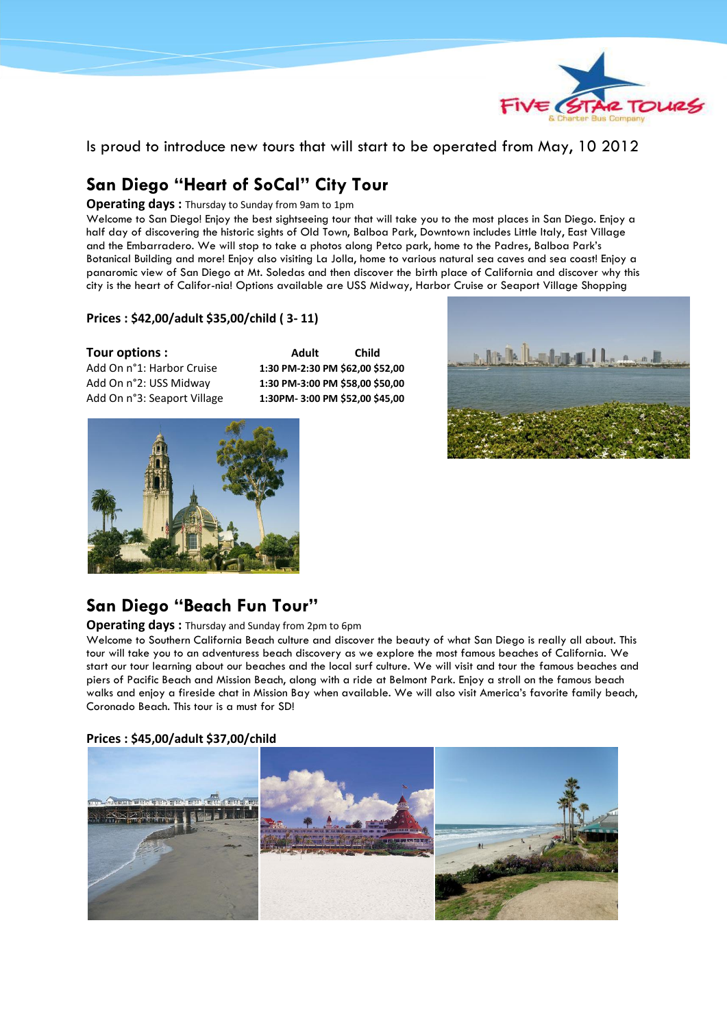Is proud to introduce new tours that will start to be operated from May, 10 2012

## San Diego "Heart of SoCal" City Tour

**Operating days :** Thursday to Sunday from 9am to 1pm

Welcome to San Diego! Enjoy the best sightseeing tour that will take you to the most places in San Diego. Enjoy a half day of discovering the historic sights of Old Town, Balboa Park, Downtown includes Little Italy, East Village and the Embarradero. We will stop to take a photos along Petco park, home to the Padres, Balboa Park's Botanical Building and more! Enjoy also visiting La Jolla, home to various natural sea caves and sea coast! Enjoy a panaromic view of San Diego at Mt. Soledas and then discover the birth place of California and discover why this city is the heart of Califor-nia! Options available are USS Midway, Harbor Cruise or Seaport Village Shopping

**Prices : $42,00/adult $35,00/child ( 3- 11)**

| **Tour options :** | | **Adult** | **Child** |
|---|---|---|---|
| Add On n°1: Harbor Cruise | **1:30 PM-2:30 PM** | **$62,00** | **$52,00** |
| Add On n°2: USS Midway | **1:30 PM-3:00 PM** | **$58,00** | **$50,00** |
| Add On n°3: Seaport Village | **1:30PM- 3:00 PM** | **$52,00** | **$45,00** |

## San Diego "Beach Fun Tour"

**Operating days :** Thursday and Sunday from 2pm to 6pm

Welcome to Southern California Beach culture and discover the beauty of what San Diego is really all about. This tour will take you to an adventuress beach discovery as we explore the most famous beaches of California. We start our tour learning about our beaches and the local surf culture. We will visit and tour the famous beaches and piers of Pacific Beach and Mission Beach, along with a ride at Belmont Park. Enjoy a stroll on the famous beach walks and enjoy a fireside chat in Mission Bay when available. We will also visit America's favorite family beach, Coronado Beach. This tour is a must for SD!

**Prices : $45,00/adult $37,00/child**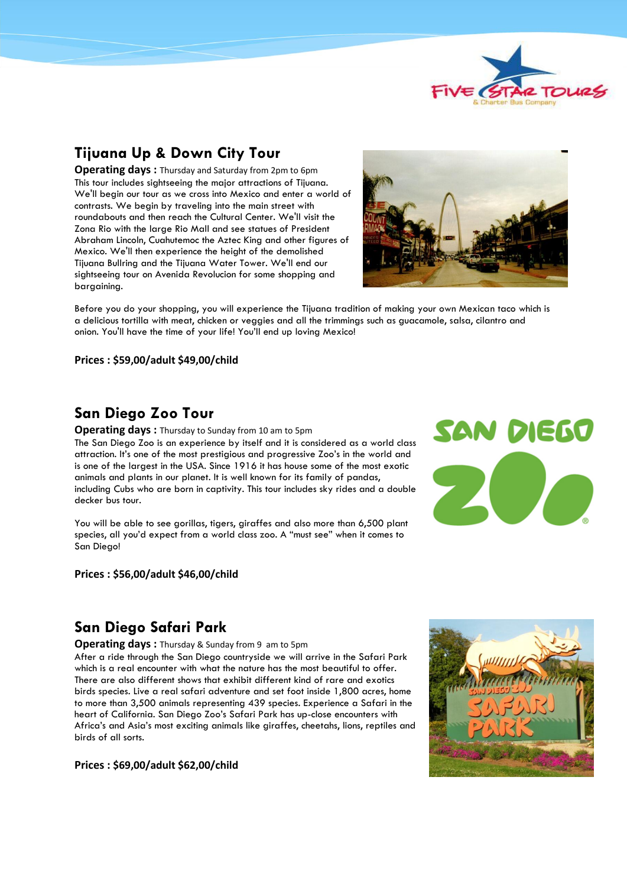## Tijuana Up & Down City Tour

**Operating days :** Thursday and Saturday from 2pm to 6pm
This tour includes sightseeing the major attractions of Tijuana. We'll begin our tour as we cross into Mexico and enter a world of contrasts. We begin by traveling into the main street with roundabouts and then reach the Cultural Center. We'll visit the Zona Rio with the large Rio Mall and see statues of President Abraham Lincoln, Cuahutemoc the Aztec King and other figures of Mexico. We'll then experience the height of the demolished Tijuana Bullring and the Tijuana Water Tower. We'll end our sightseeing tour on Avenida Revolucion for some shopping and bargaining.

Before you do your shopping, you will experience the Tijuana tradition of making your own Mexican taco which is a delicious tortilla with meat, chicken or veggies and all the trimmings such as guacamole, salsa, cilantro and onion. You'll have the time of your life! You'll end up loving Mexico!

**Prices : $59,00/adult $49,00/child**

## San Diego Zoo Tour

**Operating days :** Thursday to Sunday from 10 am to 5pm
The San Diego Zoo is an experience by itself and it is considered as a world class attraction. It's one of the most prestigious and progressive Zoo's in the world and is one of the largest in the USA. Since 1916 it has house some of the most exotic animals and plants in our planet. It is well known for its family of pandas, including Cubs who are born in captivity. This tour includes sky rides and a double decker bus tour.

You will be able to see gorillas, tigers, giraffes and also more than 6,500 plant species, all you'd expect from a world class zoo. A "must see" when it comes to San Diego!

**Prices : $56,00/adult $46,00/child**

## San Diego Safari Park

**Operating days :** Thursday & Sunday from 9 am to 5pm
After a ride through the San Diego countryside we will arrive in the Safari Park which is a real encounter with what the nature has the most beautiful to offer. There are also different shows that exhibit different kind of rare and exotics birds species. Live a real safari adventure and set foot inside 1,800 acres, home to more than 3,500 animals representing 439 species. Experience a Safari in the heart of California. San Diego Zoo's Safari Park has up-close encounters with Africa's and Asia's most exciting animals like giraffes, cheetahs, lions, reptiles and birds of all sorts.

**Prices : $69,00/adult $62,00/child**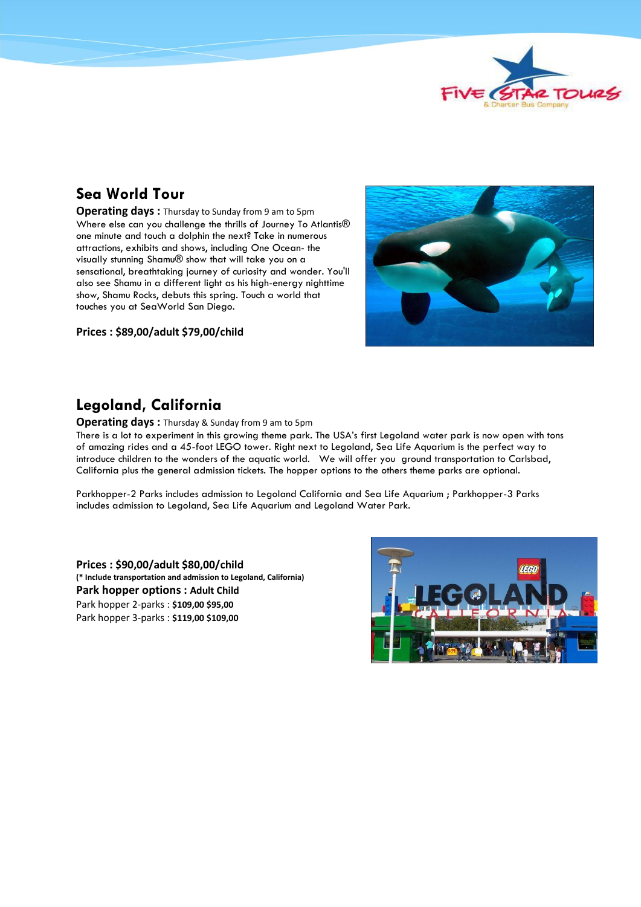## Sea World Tour

**Operating days :** Thursday to Sunday from 9 am to 5pm

Where else can you challenge the thrills of Journey To Atlantis® one minute and touch a dolphin the next? Take in numerous attractions, exhibits and shows, including One Ocean- the visually stunning Shamu® show that will take you on a sensational, breathtaking journey of curiosity and wonder. You'll also see Shamu in a different light as his high-energy nighttime show, Shamu Rocks, debuts this spring. Touch a world that touches you at SeaWorld San Diego.

**Prices : $89,00/adult $79,00/child**

## Legoland, California

**Operating days :** Thursday & Sunday from 9 am to 5pm

There is a lot to experiment in this growing theme park. The USA's first Legoland water park is now open with tons of amazing rides and a 45-foot LEGO tower. Right next to Legoland, Sea Life Aquarium is the perfect way to introduce children to the wonders of the aquatic world. We will offer you ground transportation to Carlsbad, California plus the general admission tickets. The hopper options to the others theme parks are optional.

Parkhopper-2 Parks includes admission to Legoland California and Sea Life Aquarium ; Parkhopper-3 Parks includes admission to Legoland, Sea Life Aquarium and Legoland Water Park.

**Prices : $90,00/adult $80,00/child**

**(* Include transportation and admission to Legoland, California)**

**Park hopper options : Adult Child**

Park hopper 2-parks : **$109,00 $95,00**

Park hopper 3-parks : **$119,00 $109,00**